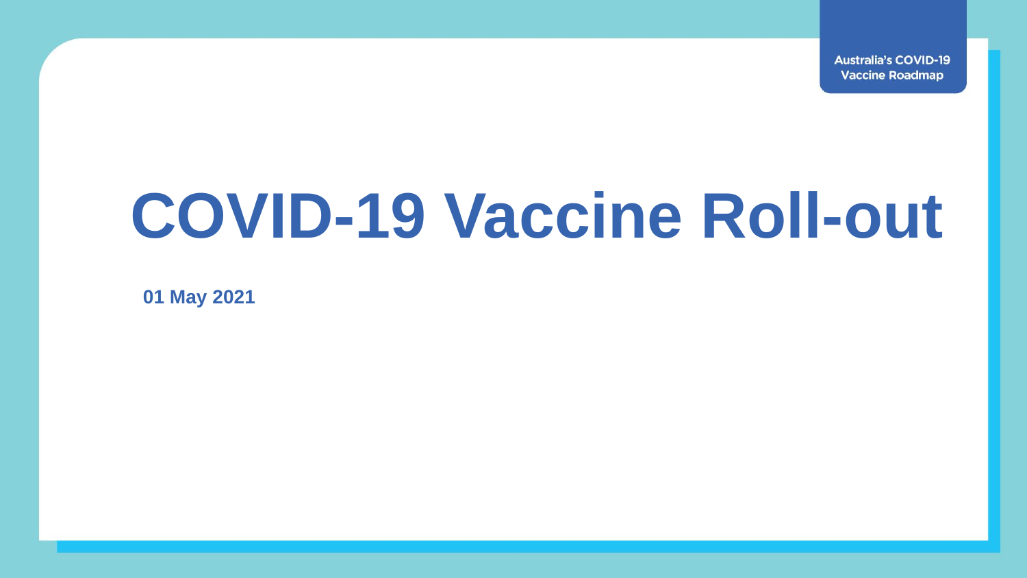Australia's COVID-19 Vaccine Roadmap

# COVID-19 Vaccine Roll-out

**01 May 2021**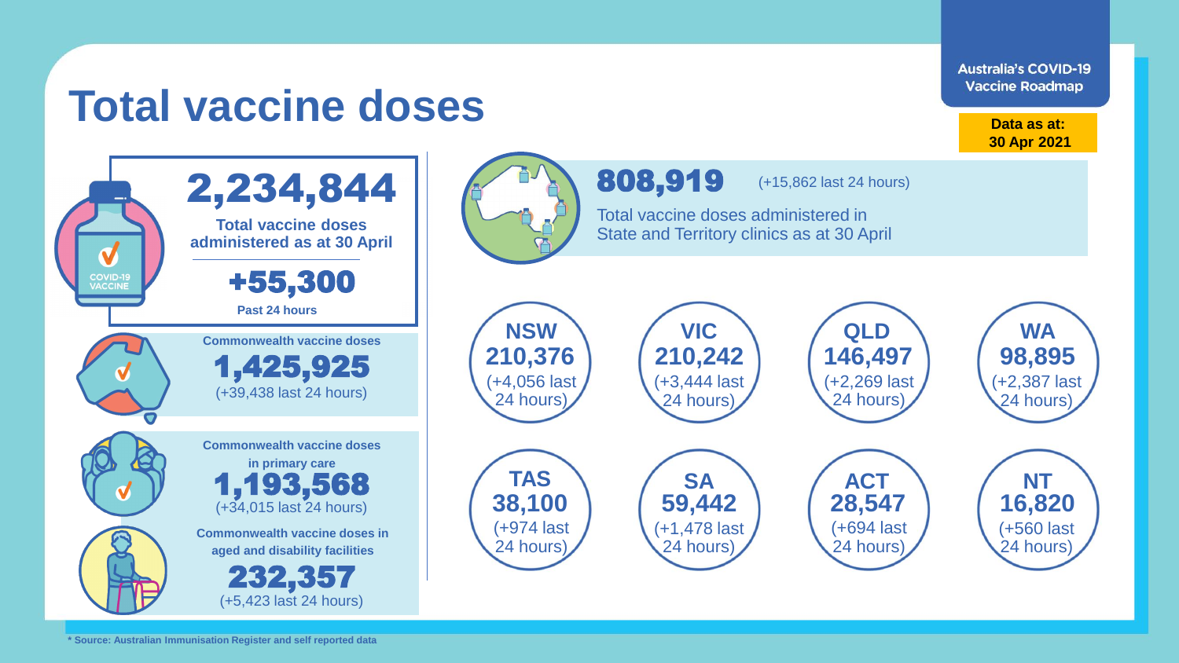# Total vaccine doses

Australia's COVID-19 Vaccine Roadmap

**Data as at: 30 Apr 2021**

## 2,234,844

**Total vaccine doses administered as at 30 April**

## +55,300

**Past 24 hours**

**Commonwealth vaccine doses**

**1,425,925**

(+39,438 last 24 hours)

**Commonwealth vaccine doses in primary care**

**1,193,568**

(+34,015 last 24 hours)

**Commonwealth vaccine doses in aged and disability facilities**

**232,357**

(+5,423 last 24 hours)

## 808,919

(+15,862 last 24 hours)

Total vaccine doses administered in State and Territory clinics as at 30 April

| State/Territory | Doses | Last 24 hours |
|---|---|---|
| **NSW** | **210,376** | (+4,056 last 24 hours) |
| **VIC** | **210,242** | (+3,444 last 24 hours) |
| **QLD** | **146,497** | (+2,269 last 24 hours) |
| **WA** | **98,895** | (+2,387 last 24 hours) |
| **TAS** | **38,100** | (+974 last 24 hours) |
| **SA** | **59,442** | (+1,478 last 24 hours) |
| **ACT** | **28,547** | (+694 last 24 hours) |
| **NT** | **16,820** | (+560 last 24 hours) |

**\* Source: Australian Immunisation Register and self reported data**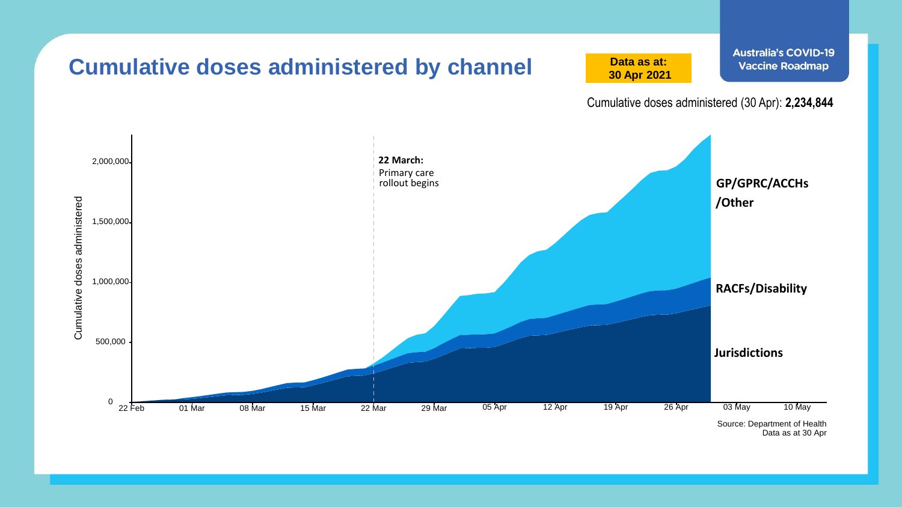# Cumulative doses administered by channel

**Data as at: 30 Apr 2021**

Australia's COVID-19 Vaccine Roadmap

Cumulative doses administered (30 Apr): **2,234,844**

Cumulative doses administered

2,000,000
1,500,000
1,000,000
500,000
0

22 Feb | 01 Mar | 08 Mar | 15 Mar | 22 Mar | 29 Mar | 05 Apr | 12 Apr | 19 Apr | 26 Apr | 03 May | 10 May

**22 March:** Primary care rollout begins

**GP/GPRC/ACCHs/Other**

**RACFs/Disability**

**Jurisdictions**

Source: Department of Health
Data as at 30 Apr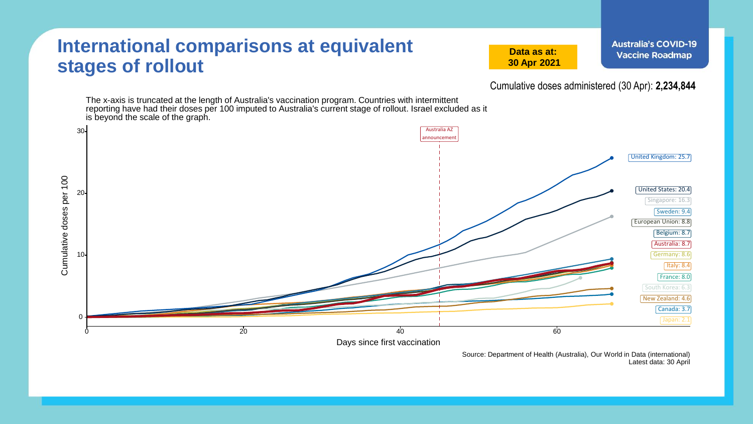# International comparisons at equivalent stages of rollout

**Data as at: 30 Apr 2021**

**Australia's COVID-19 Vaccine Roadmap**

Cumulative doses administered (30 Apr): **2,234,844**

The x-axis is truncated at the length of Australia's vaccination program. Countries with intermittent reporting have had their doses per 100 imputed to Australia's current stage of rollout. Israel excluded as it is beyond the scale of the graph.

Australia AZ announcement

Cumulative doses per 100

Days since first vaccination

- United Kingdom: 25.7
- United States: 20.4
- Singapore: 16.3
- Sweden: 9.4
- European Union: 8.8
- Belgium: 8.7
- Australia: 8.7
- Germany: 8.6
- Italy: 8.4
- France: 8.0
- South Korea: 6.3
- New Zealand: 4.6
- Canada: 3.7
- Japan: 2.1

Source: Department of Health (Australia), Our World in Data (international)
Latest data: 30 April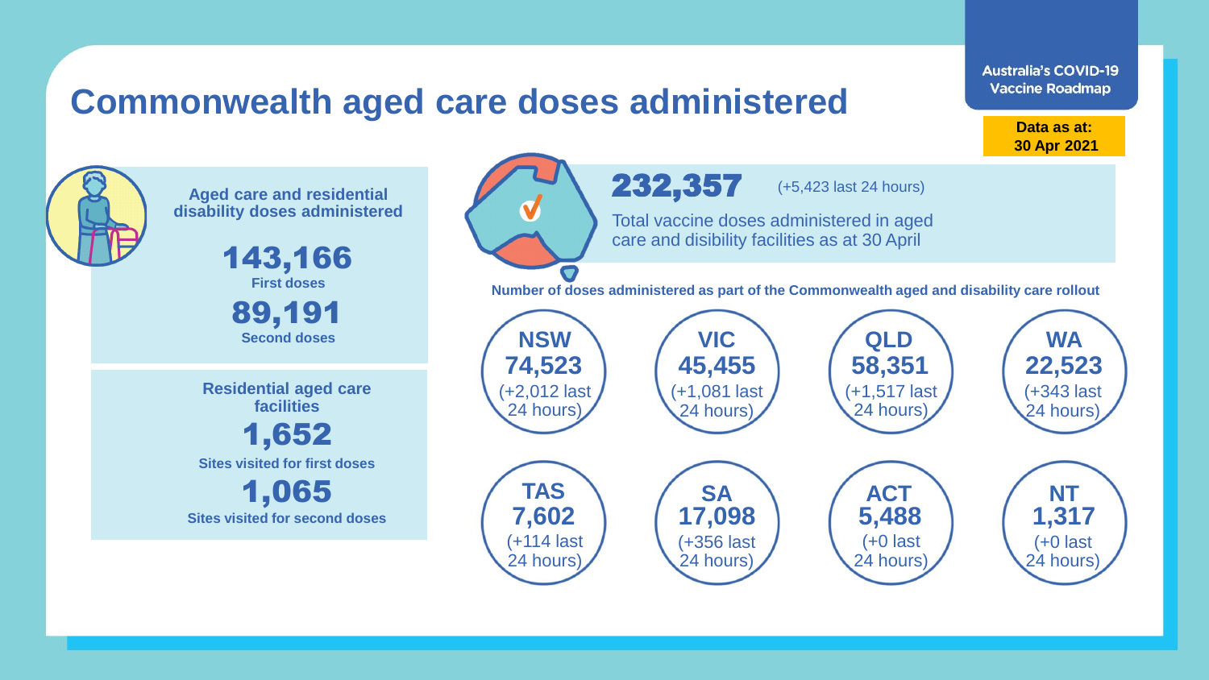Australia's COVID-19 Vaccine Roadmap

**Data as at: 30 Apr 2021**

# Commonwealth aged care doses administered

**Aged care and residential disability doses administered**

**143,166**
First doses

**89,191**
Second doses

**Residential aged care facilities**

**1,652**
Sites visited for first doses

**1,065**
Sites visited for second doses

**232,357** (+5,423 last 24 hours)

Total vaccine doses administered in aged care and disibility facilities as at 30 April

**Number of doses administered as part of the Commonwealth aged and disability care rollout**

| State/Territory | Doses | Change |
|---|---|---|
| NSW | 74,523 | (+2,012 last 24 hours) |
| VIC | 45,455 | (+1,081 last 24 hours) |
| QLD | 58,351 | (+1,517 last 24 hours) |
| WA | 22,523 | (+343 last 24 hours) |
| TAS | 7,602 | (+114 last 24 hours) |
| SA | 17,098 | (+356 last 24 hours) |
| ACT | 5,488 | (+0 last 24 hours) |
| NT | 1,317 | (+0 last 24 hours) |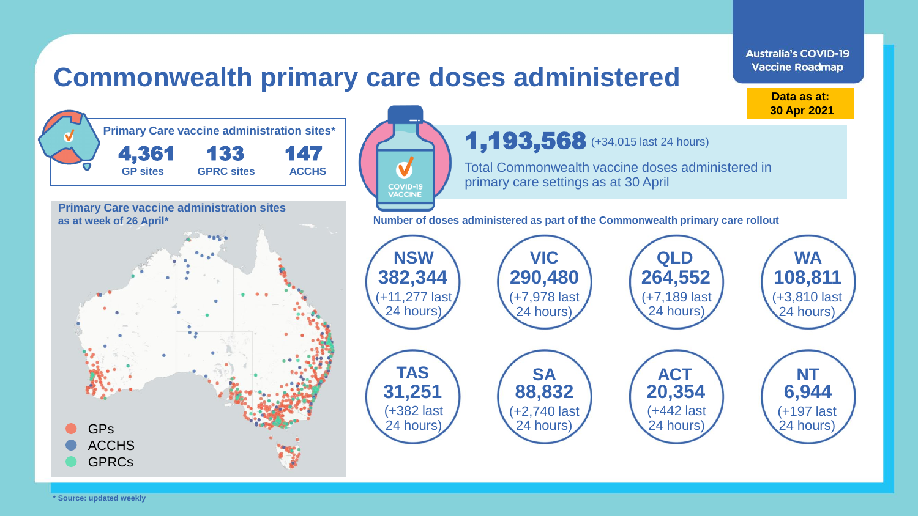# Commonwealth primary care doses administered

Australia's COVID-19 Vaccine Roadmap

**Data as at: 30 Apr 2021**

**Primary Care vaccine administration sites***

| 4,361 | 133 | 147 |
|---|---|---|
| GP sites | GPRC sites | ACCHS |

**1,193,568** (+34,015 last 24 hours)

Total Commonwealth vaccine doses administered in primary care settings as at 30 April

**Primary Care vaccine administration sites as at week of 26 April***

GPs
ACCHS
GPRCs

**Number of doses administered as part of the Commonwealth primary care rollout**

| State/Territory | Doses | Last 24 hours |
|---|---|---|
| NSW | 382,344 | +11,277 |
| VIC | 290,480 | +7,978 |
| QLD | 264,552 | +7,189 |
| WA | 108,811 | +3,810 |
| TAS | 31,251 | +382 |
| SA | 88,832 | +2,740 |
| ACT | 20,354 | +442 |
| NT | 6,944 | +197 |

*** Source: updated weekly**